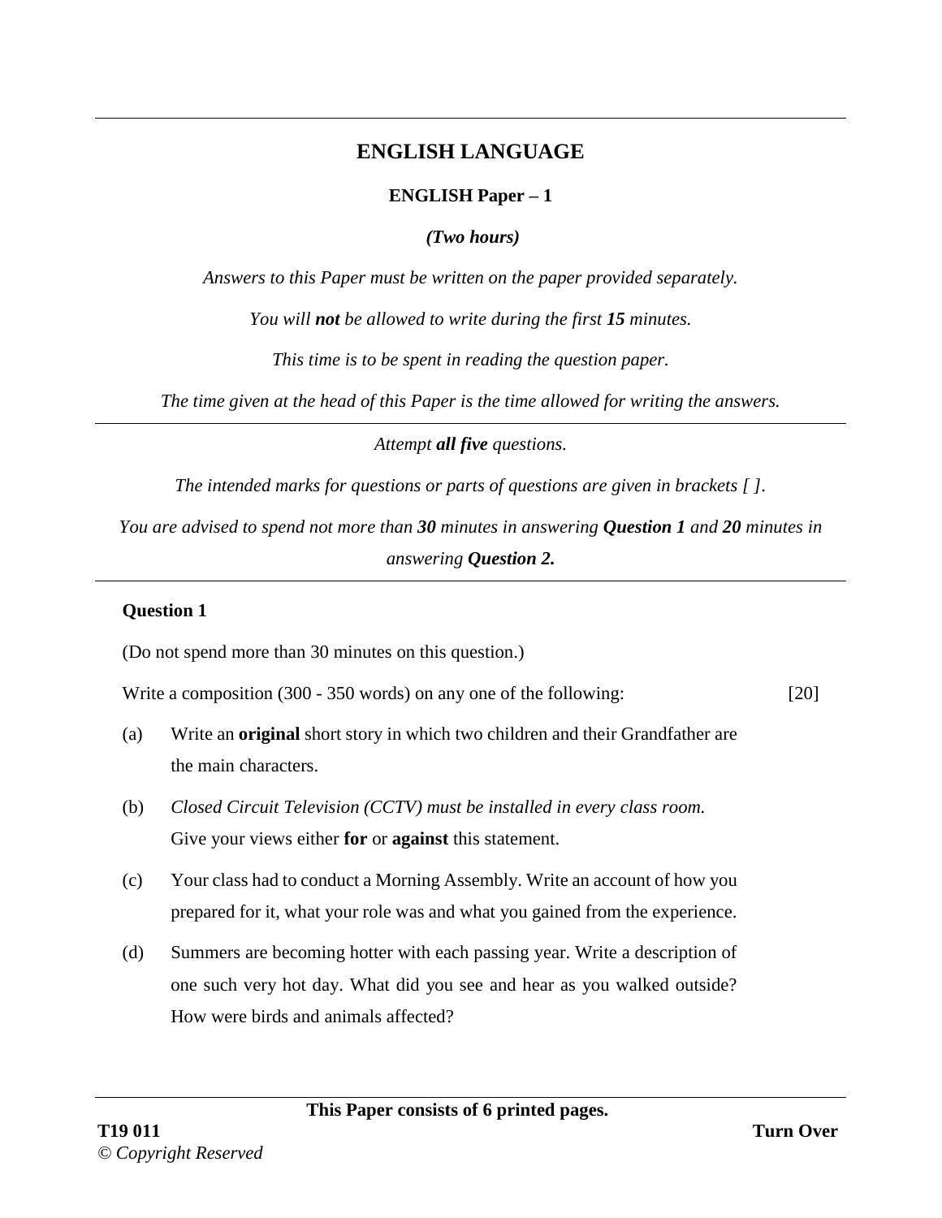# ENGLISH LANGUAGE

## ENGLISH Paper – 1

***(Two hours)***

*Answers to this Paper must be written on the paper provided separately.*

*You will **not** be allowed to write during the first **15** minutes.*

*This time is to be spent in reading the question paper.*

*The time given at the head of this Paper is the time allowed for writing the answers.*

---

*Attempt **all five** questions.*

*The intended marks for questions or parts of questions are given in brackets [ ].*

*You are advised to spend not more than **30** minutes in answering **Question 1** and **20** minutes in answering **Question 2.***

---

### Question 1

(Do not spend more than 30 minutes on this question.)

Write a composition (300 - 350 words) on any one of the following: [20]

(a) Write an **original** short story in which two children and their Grandfather are the main characters.

(b) *Closed Circuit Television (CCTV) must be installed in every class room.* Give your views either **for** or **against** this statement.

(c) Your class had to conduct a Morning Assembly. Write an account of how you prepared for it, what your role was and what you gained from the experience.

(d) Summers are becoming hotter with each passing year. Write a description of one such very hot day. What did you see and hear as you walked outside? How were birds and animals affected?

**This Paper consists of 6 printed pages.**

**T19 011**

*© Copyright Reserved*

**Turn Over**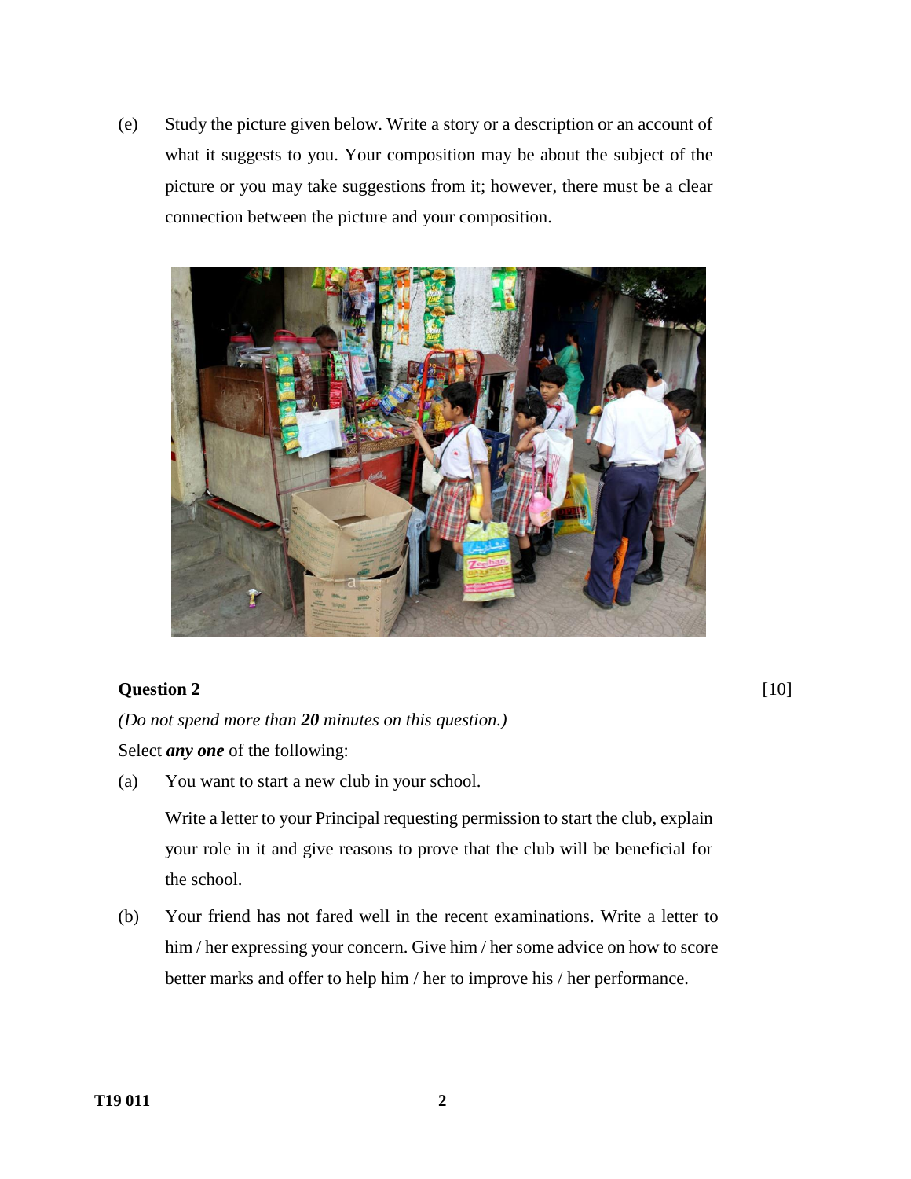(e) Study the picture given below. Write a story or a description or an account of what it suggests to you. Your composition may be about the subject of the picture or you may take suggestions from it; however, there must be a clear connection between the picture and your composition.

**Question 2** [10]

*(Do not spend more than **20** minutes on this question.)*

Select ***any one*** of the following:

(a) You want to start a new club in your school.

Write a letter to your Principal requesting permission to start the club, explain your role in it and give reasons to prove that the club will be beneficial for the school.

(b) Your friend has not fared well in the recent examinations. Write a letter to him / her expressing your concern. Give him / her some advice on how to score better marks and offer to help him / her to improve his / her performance.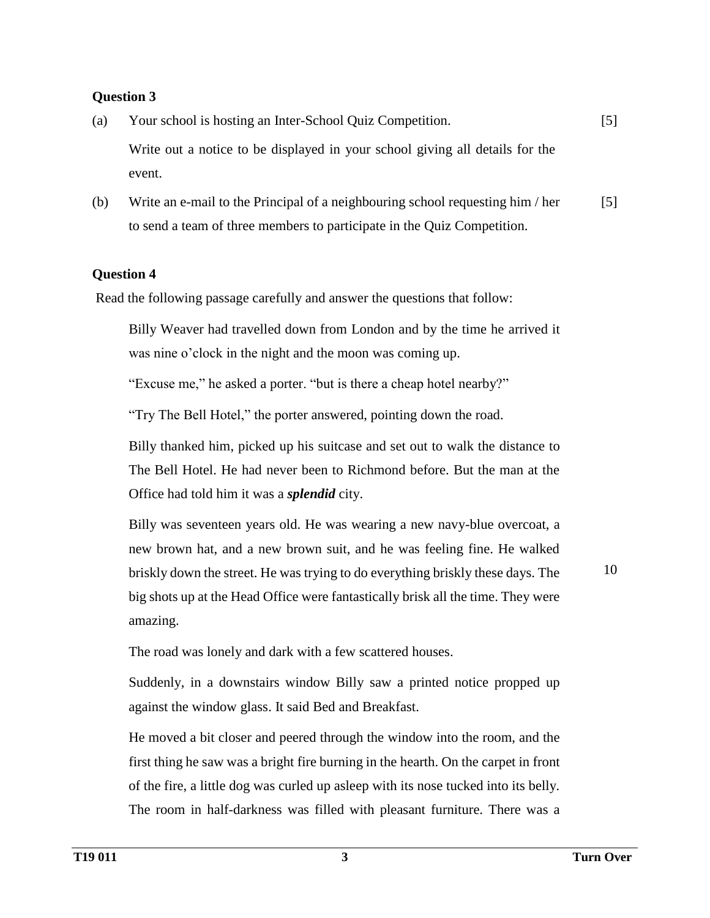### Question 3

(a) Your school is hosting an Inter-School Quiz Competition. [5]

Write out a notice to be displayed in your school giving all details for the event.

(b) Write an e-mail to the Principal of a neighbouring school requesting him / her to send a team of three members to participate in the Quiz Competition. [5]

### Question 4

Read the following passage carefully and answer the questions that follow:

Billy Weaver had travelled down from London and by the time he arrived it was nine o'clock in the night and the moon was coming up.

"Excuse me," he asked a porter. "but is there a cheap hotel nearby?"

"Try The Bell Hotel," the porter answered, pointing down the road.

Billy thanked him, picked up his suitcase and set out to walk the distance to The Bell Hotel. He had never been to Richmond before. But the man at the Office had told him it was a ***splendid*** city.

Billy was seventeen years old. He was wearing a new navy-blue overcoat, a new brown hat, and a new brown suit, and he was feeling fine. He walked briskly down the street. He was trying to do everything briskly these days. The big shots up at the Head Office were fantastically brisk all the time. They were amazing. 10

The road was lonely and dark with a few scattered houses.

Suddenly, in a downstairs window Billy saw a printed notice propped up against the window glass. It said Bed and Breakfast.

He moved a bit closer and peered through the window into the room, and the first thing he saw was a bright fire burning in the hearth. On the carpet in front of the fire, a little dog was curled up asleep with its nose tucked into its belly. The room in half-darkness was filled with pleasant furniture. There was a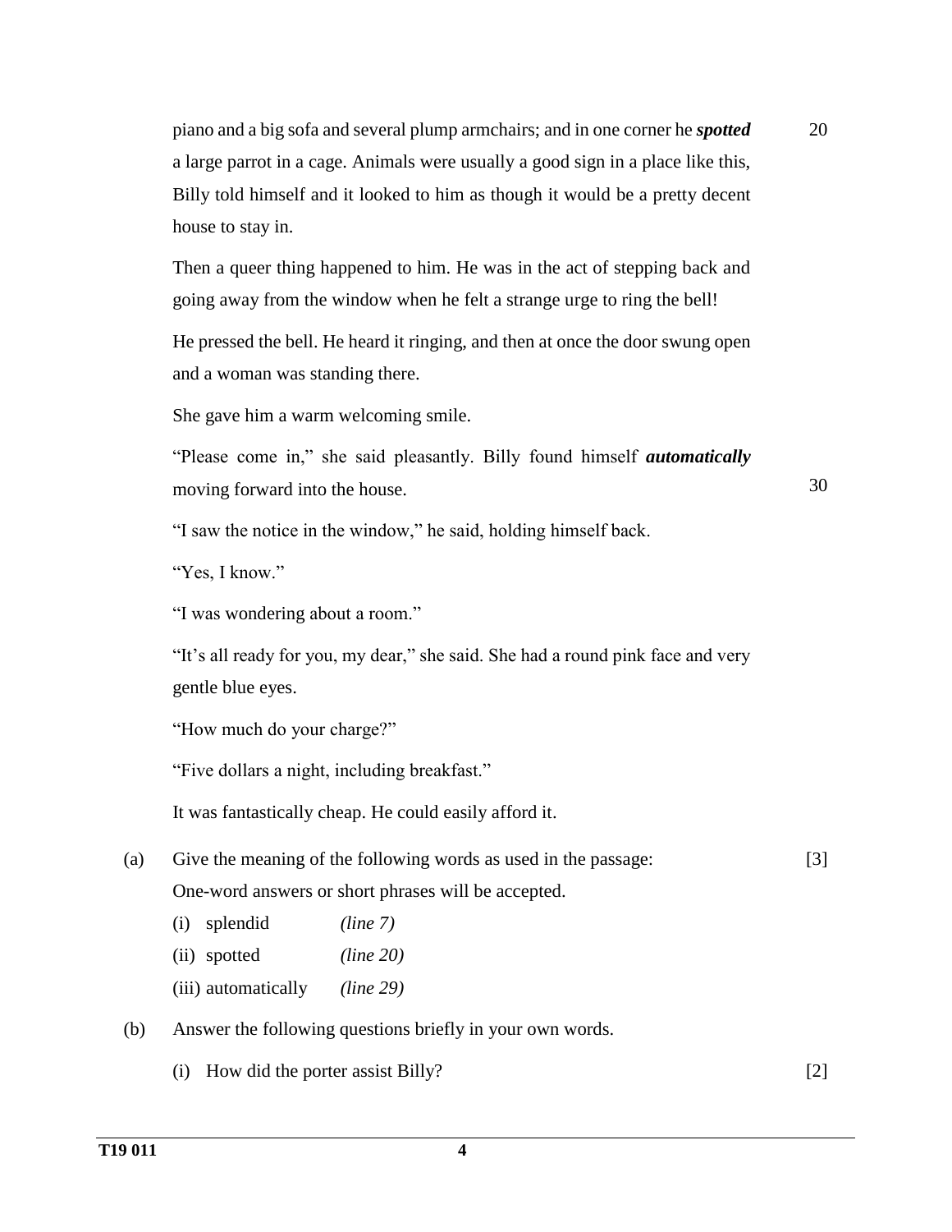piano and a big sofa and several plump armchairs; and in one corner he ***spotted*** a large parrot in a cage. Animals were usually a good sign in a place like this, Billy told himself and it looked to him as though it would be a pretty decent house to stay in.

Then a queer thing happened to him. He was in the act of stepping back and going away from the window when he felt a strange urge to ring the bell!

He pressed the bell. He heard it ringing, and then at once the door swung open and a woman was standing there.

She gave him a warm welcoming smile.

"Please come in," she said pleasantly. Billy found himself ***automatically*** moving forward into the house.

"I saw the notice in the window," he said, holding himself back.

"Yes, I know."

"I was wondering about a room."

"It's all ready for you, my dear," she said. She had a round pink face and very gentle blue eyes.

"How much do your charge?"

"Five dollars a night, including breakfast."

It was fantastically cheap. He could easily afford it.

(a) Give the meaning of the following words as used in the passage: [3]
One-word answers or short phrases will be accepted.

(i) splendid *(line 7)*

(ii) spotted *(line 20)*

(iii) automatically *(line 29)*

(b) Answer the following questions briefly in your own words.

(i) How did the porter assist Billy? [2]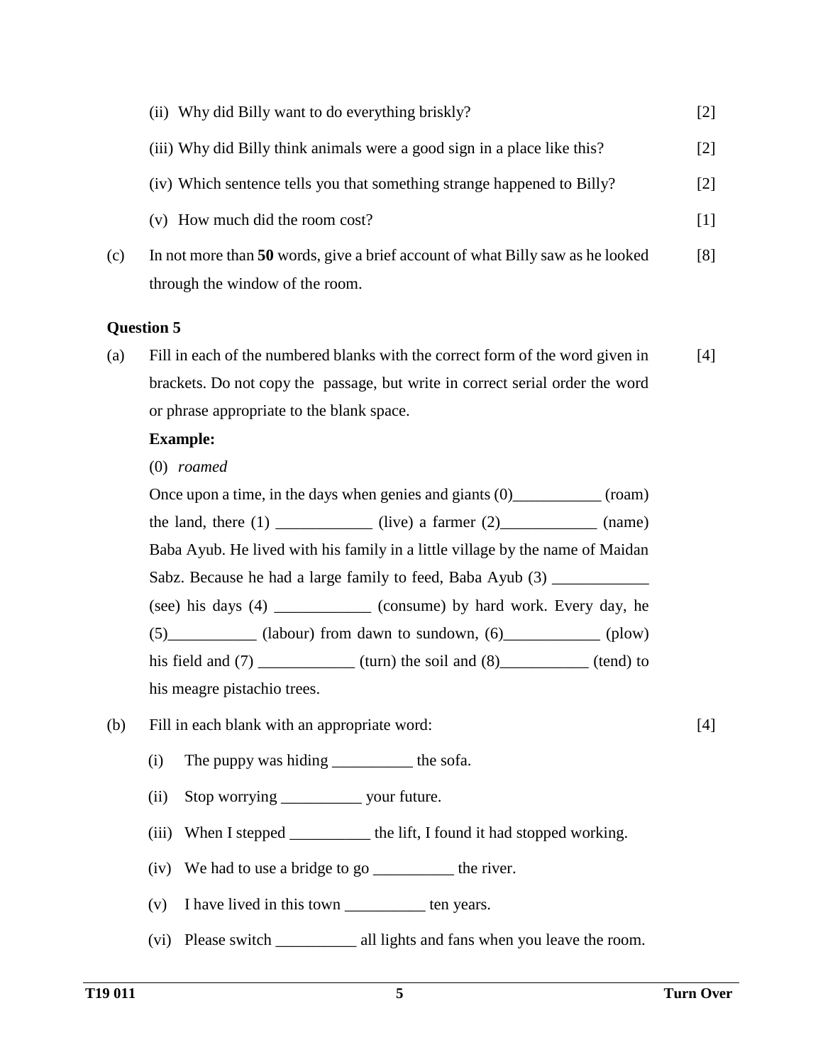(ii) Why did Billy want to do everything briskly? [2]

(iii) Why did Billy think animals were a good sign in a place like this? [2]

(iv) Which sentence tells you that something strange happened to Billy? [2]

(v) How much did the room cost? [1]

(c) In not more than **50** words, give a brief account of what Billy saw as he looked through the window of the room. [8]

**Question 5**

(a) Fill in each of the numbered blanks with the correct form of the word given in brackets. Do not copy the passage, but write in correct serial order the word or phrase appropriate to the blank space. [4]

**Example:**

(0) *roamed*

Once upon a time, in the days when genies and giants (0)___________ (roam) the land, there (1) ____________ (live) a farmer (2)____________ (name) Baba Ayub. He lived with his family in a little village by the name of Maidan Sabz. Because he had a large family to feed, Baba Ayub (3) ____________ (see) his days (4) ____________ (consume) by hard work. Every day, he (5)___________ (labour) from dawn to sundown, (6)____________ (plow) his field and (7) ____________ (turn) the soil and (8)___________ (tend) to his meagre pistachio trees.

(b) Fill in each blank with an appropriate word: [4]

(i) The puppy was hiding __________ the sofa.

(ii) Stop worrying __________ your future.

(iii) When I stepped __________ the lift, I found it had stopped working.

(iv) We had to use a bridge to go __________ the river.

(v) I have lived in this town __________ ten years.

(vi) Please switch __________ all lights and fans when you leave the room.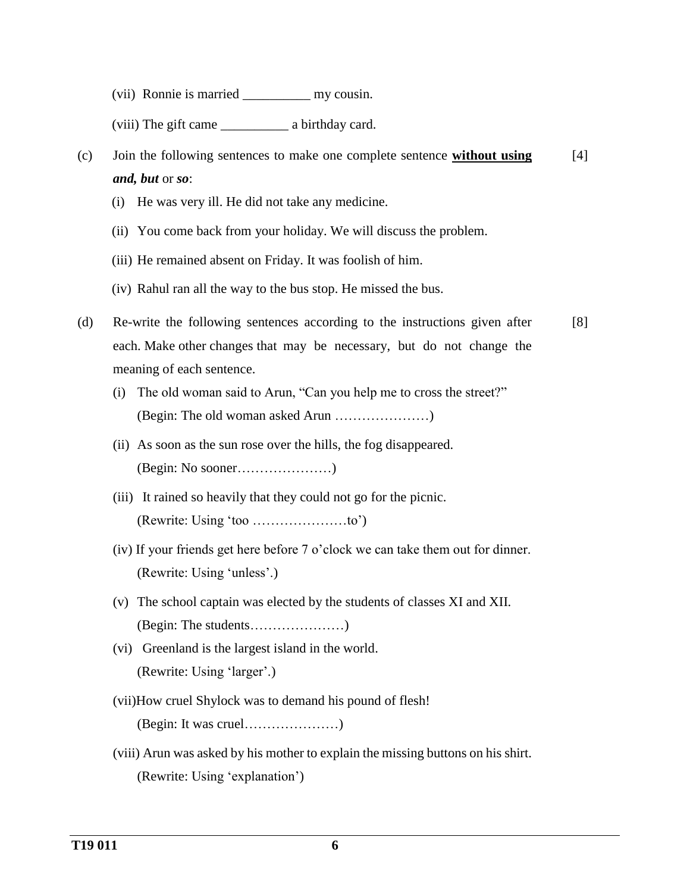(vii) Ronnie is married __________ my cousin.

(viii) The gift came __________ a birthday card.

(c) Join the following sentences to make one complete sentence **without using** ***and, but*** or ***so***: [4]

(i) He was very ill. He did not take any medicine.

(ii) You come back from your holiday. We will discuss the problem.

(iii) He remained absent on Friday. It was foolish of him.

(iv) Rahul ran all the way to the bus stop. He missed the bus.

(d) Re-write the following sentences according to the instructions given after each. Make other changes that may be necessary, but do not change the meaning of each sentence. [8]

(i) The old woman said to Arun, "Can you help me to cross the street?"
(Begin: The old woman asked Arun …………………)

(ii) As soon as the sun rose over the hills, the fog disappeared.
(Begin: No sooner…………………)

(iii) It rained so heavily that they could not go for the picnic.
(Rewrite: Using 'too …………………to')

(iv) If your friends get here before 7 o'clock we can take them out for dinner.
(Rewrite: Using 'unless'.)

(v) The school captain was elected by the students of classes XI and XII.
(Begin: The students…………………)

(vi) Greenland is the largest island in the world.
(Rewrite: Using 'larger'.)

(vii) How cruel Shylock was to demand his pound of flesh!
(Begin: It was cruel…………………)

(viii) Arun was asked by his mother to explain the missing buttons on his shirt.
(Rewrite: Using 'explanation')